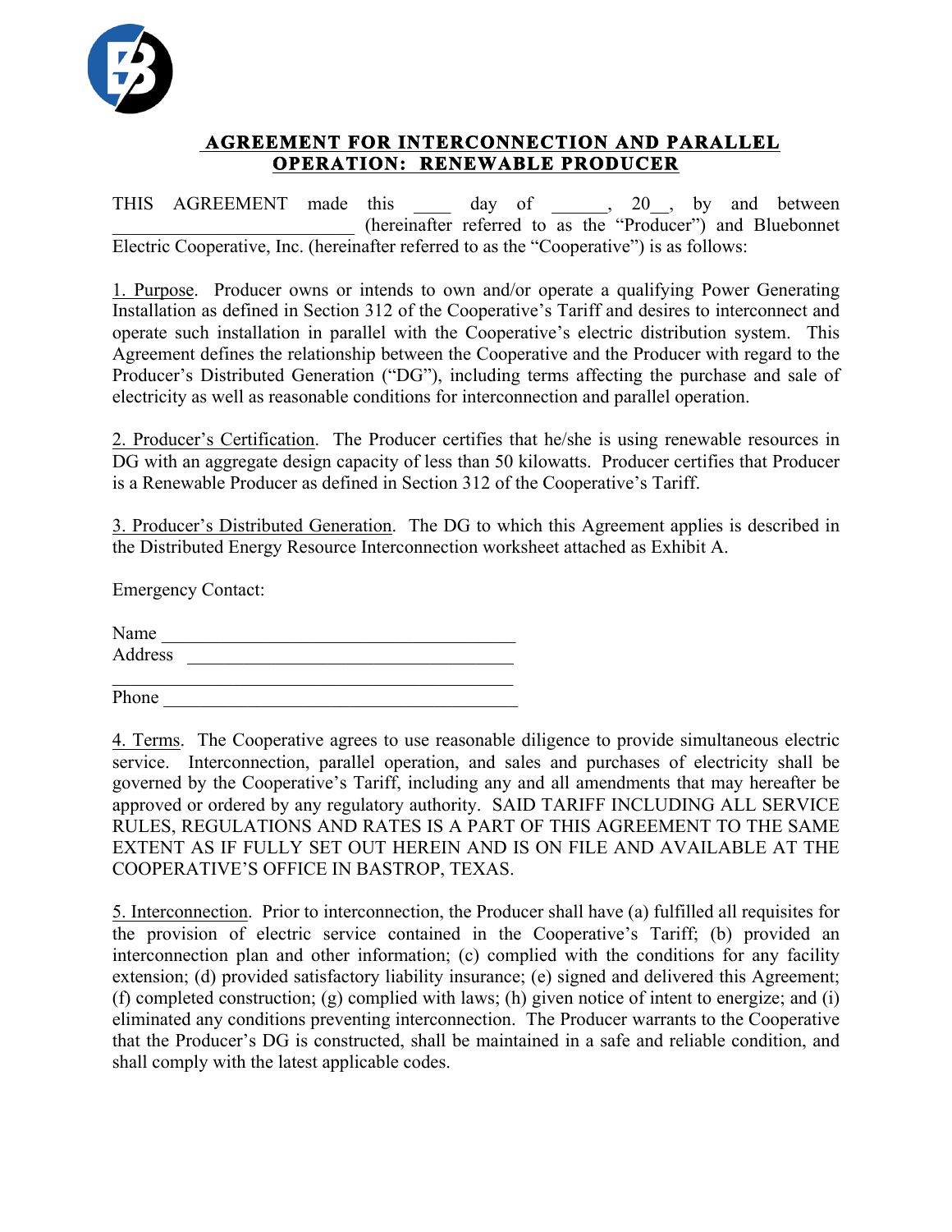# AGREEMENT FOR INTERCONNECTION AND PARALLEL OPERATION: RENEWABLE PRODUCER

THIS AGREEMENT made this ____ day of ______, 20__, by and between __________________________ (hereinafter referred to as the "Producer") and Bluebonnet Electric Cooperative, Inc. (hereinafter referred to as the "Cooperative") is as follows:

1. Purpose. Producer owns or intends to own and/or operate a qualifying Power Generating Installation as defined in Section 312 of the Cooperative's Tariff and desires to interconnect and operate such installation in parallel with the Cooperative's electric distribution system. This Agreement defines the relationship between the Cooperative and the Producer with regard to the Producer's Distributed Generation ("DG"), including terms affecting the purchase and sale of electricity as well as reasonable conditions for interconnection and parallel operation.

2. Producer's Certification. The Producer certifies that he/she is using renewable resources in DG with an aggregate design capacity of less than 50 kilowatts. Producer certifies that Producer is a Renewable Producer as defined in Section 312 of the Cooperative's Tariff.

3. Producer's Distributed Generation. The DG to which this Agreement applies is described in the Distributed Energy Resource Interconnection worksheet attached as Exhibit A.

Emergency Contact:

Name ______________________________________
Address ___________________________________
___________________________________________
Phone ______________________________________

4. Terms. The Cooperative agrees to use reasonable diligence to provide simultaneous electric service. Interconnection, parallel operation, and sales and purchases of electricity shall be governed by the Cooperative's Tariff, including any and all amendments that may hereafter be approved or ordered by any regulatory authority. SAID TARIFF INCLUDING ALL SERVICE RULES, REGULATIONS AND RATES IS A PART OF THIS AGREEMENT TO THE SAME EXTENT AS IF FULLY SET OUT HEREIN AND IS ON FILE AND AVAILABLE AT THE COOPERATIVE'S OFFICE IN BASTROP, TEXAS.

5. Interconnection. Prior to interconnection, the Producer shall have (a) fulfilled all requisites for the provision of electric service contained in the Cooperative's Tariff; (b) provided an interconnection plan and other information; (c) complied with the conditions for any facility extension; (d) provided satisfactory liability insurance; (e) signed and delivered this Agreement; (f) completed construction; (g) complied with laws; (h) given notice of intent to energize; and (i) eliminated any conditions preventing interconnection. The Producer warrants to the Cooperative that the Producer's DG is constructed, shall be maintained in a safe and reliable condition, and shall comply with the latest applicable codes.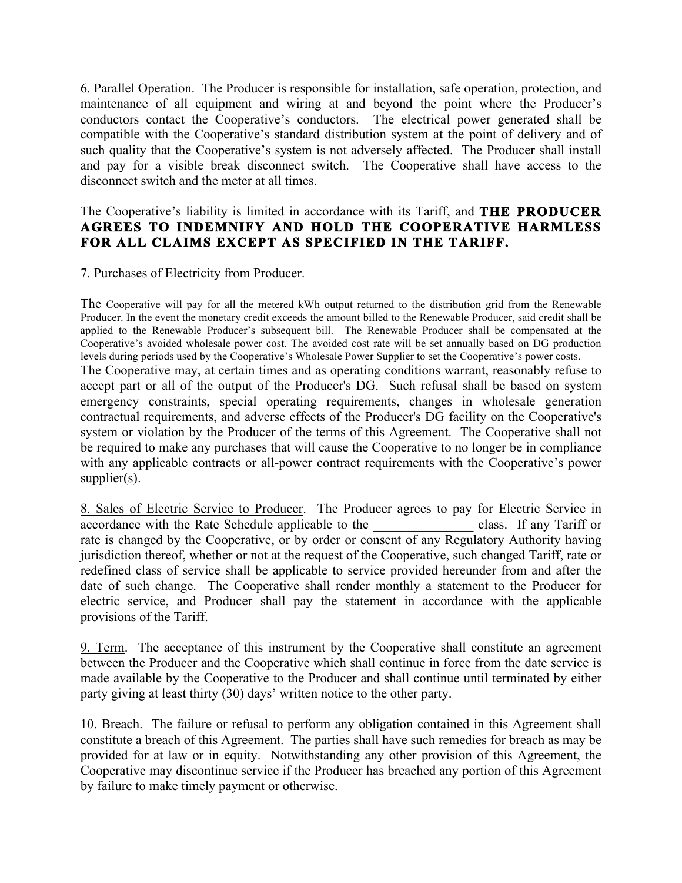<u>6. Parallel Operation</u>. The Producer is responsible for installation, safe operation, protection, and maintenance of all equipment and wiring at and beyond the point where the Producer's conductors contact the Cooperative's conductors. The electrical power generated shall be compatible with the Cooperative's standard distribution system at the point of delivery and of such quality that the Cooperative's system is not adversely affected. The Producer shall install and pay for a visible break disconnect switch. The Cooperative shall have access to the disconnect switch and the meter at all times.

The Cooperative's liability is limited in accordance with its Tariff, and **THE PRODUCER AGREES TO INDEMNIFY AND HOLD THE COOPERATIVE HARMLESS FOR ALL CLAIMS EXCEPT AS SPECIFIED IN THE TARIFF.**

<u>7. Purchases of Electricity from Producer</u>.

The Cooperative will pay for all the metered kWh output returned to the distribution grid from the Renewable Producer. In the event the monetary credit exceeds the amount billed to the Renewable Producer, said credit shall be applied to the Renewable Producer's subsequent bill. The Renewable Producer shall be compensated at the Cooperative's avoided wholesale power cost. The avoided cost rate will be set annually based on DG production levels during periods used by the Cooperative's Wholesale Power Supplier to set the Cooperative's power costs.
The Cooperative may, at certain times and as operating conditions warrant, reasonably refuse to accept part or all of the output of the Producer's DG. Such refusal shall be based on system emergency constraints, special operating requirements, changes in wholesale generation contractual requirements, and adverse effects of the Producer's DG facility on the Cooperative's system or violation by the Producer of the terms of this Agreement. The Cooperative shall not be required to make any purchases that will cause the Cooperative to no longer be in compliance with any applicable contracts or all-power contract requirements with the Cooperative's power supplier(s).

<u>8. Sales of Electric Service to Producer</u>. The Producer agrees to pay for Electric Service in accordance with the Rate Schedule applicable to the _______________ class. If any Tariff or rate is changed by the Cooperative, or by order or consent of any Regulatory Authority having jurisdiction thereof, whether or not at the request of the Cooperative, such changed Tariff, rate or redefined class of service shall be applicable to service provided hereunder from and after the date of such change. The Cooperative shall render monthly a statement to the Producer for electric service, and Producer shall pay the statement in accordance with the applicable provisions of the Tariff.

<u>9. Term</u>. The acceptance of this instrument by the Cooperative shall constitute an agreement between the Producer and the Cooperative which shall continue in force from the date service is made available by the Cooperative to the Producer and shall continue until terminated by either party giving at least thirty (30) days' written notice to the other party.

<u>10. Breach</u>. The failure or refusal to perform any obligation contained in this Agreement shall constitute a breach of this Agreement. The parties shall have such remedies for breach as may be provided for at law or in equity. Notwithstanding any other provision of this Agreement, the Cooperative may discontinue service if the Producer has breached any portion of this Agreement by failure to make timely payment or otherwise.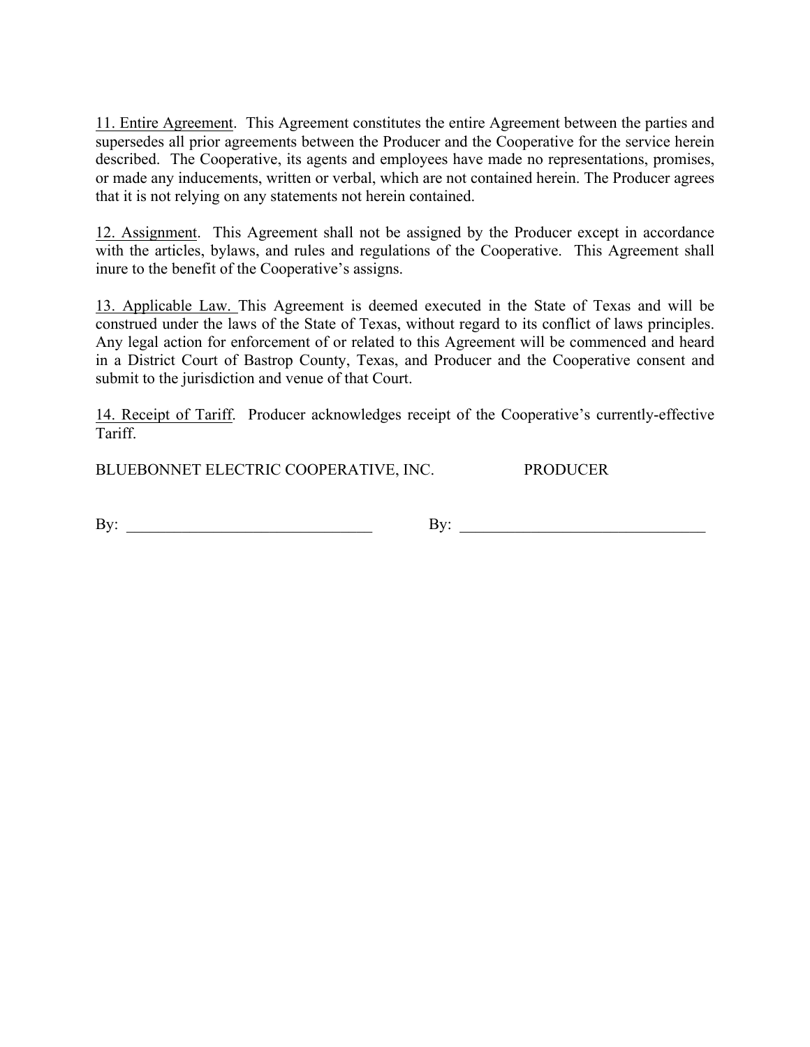<u>11. Entire Agreement</u>. This Agreement constitutes the entire Agreement between the parties and supersedes all prior agreements between the Producer and the Cooperative for the service herein described. The Cooperative, its agents and employees have made no representations, promises, or made any inducements, written or verbal, which are not contained herein. The Producer agrees that it is not relying on any statements not herein contained.

<u>12. Assignment</u>. This Agreement shall not be assigned by the Producer except in accordance with the articles, bylaws, and rules and regulations of the Cooperative. This Agreement shall inure to the benefit of the Cooperative's assigns.

<u>13. Applicable Law.</u> This Agreement is deemed executed in the State of Texas and will be construed under the laws of the State of Texas, without regard to its conflict of laws principles. Any legal action for enforcement of or related to this Agreement will be commenced and heard in a District Court of Bastrop County, Texas, and Producer and the Cooperative consent and submit to the jurisdiction and venue of that Court.

<u>14. Receipt of Tariff</u>. Producer acknowledges receipt of the Cooperative's currently-effective Tariff.

| BLUEBONNET ELECTRIC COOPERATIVE, INC. | PRODUCER |
| --- | --- |
| By: ______________________________ | By: ______________________________ |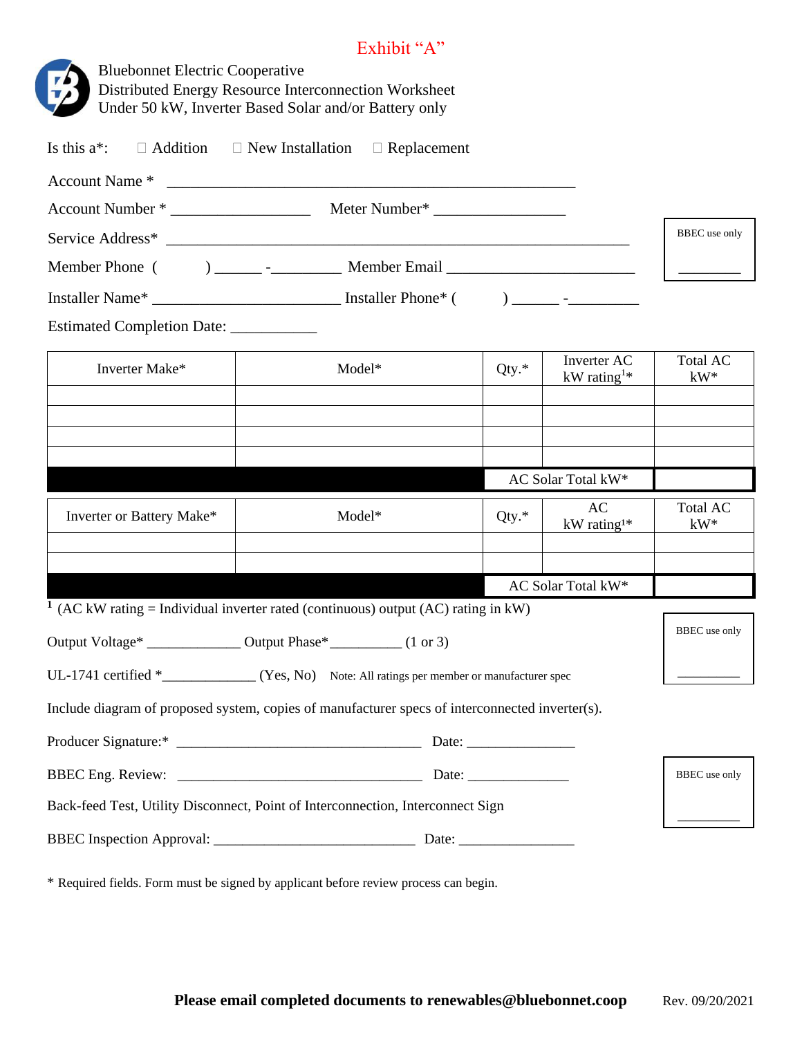Exhibit "A"

Bluebonnet Electric Cooperative
Distributed Energy Resource Interconnection Worksheet
Under 50 kW, Inverter Based Solar and/or Battery only

Is this a*: ☐ Addition ☐ New Installation ☐ Replacement

Account Name * ______________________________________________________

Account Number * __________________ Meter Number* ________________

Service Address* ____________________________________________________________

Member Phone ( ) ______ -_________ Member Email ________________________

Installer Name* ________________________ Installer Phone* ( ) ______ -_________

Estimated Completion Date: ___________

BBEC use only
_________

| Inverter Make* | Model* | Qty.* | Inverter AC kW rating[1]* | Total AC kW* |
|---|---|---|---|---|
| | | | | |
| | | | | |
| | | | | |
| | | | | |
| | | | AC Solar Total kW* | |

| Inverter or Battery Make* | Model* | Qty.* | AC kW rating[1]* | Total AC kW* |
|---|---|---|---|---|
| | | | | |
| | | | | |
| | | | AC Solar Total kW* | |

[1] (AC kW rating = Individual inverter rated (continuous) output (AC) rating in kW)

Output Voltage* _____________ Output Phase* _________ (1 or 3)

UL-1741 certified *_____________ (Yes, No) Note: All ratings per member or manufacturer spec

BBEC use only
_________

Include diagram of proposed system, copies of manufacturer specs of interconnected inverter(s).

Producer Signature:* __________________________________ Date: _______________

BBEC Eng. Review: __________________________________ Date: ______________

Back-feed Test, Utility Disconnect, Point of Interconnection, Interconnect Sign

BBEC Inspection Approval: ____________________________ Date: ________________

BBEC use only
_________

* Required fields. Form must be signed by applicant before review process can begin.

**Please email completed documents to renewables@bluebonnet.coop** Rev. 09/20/2021